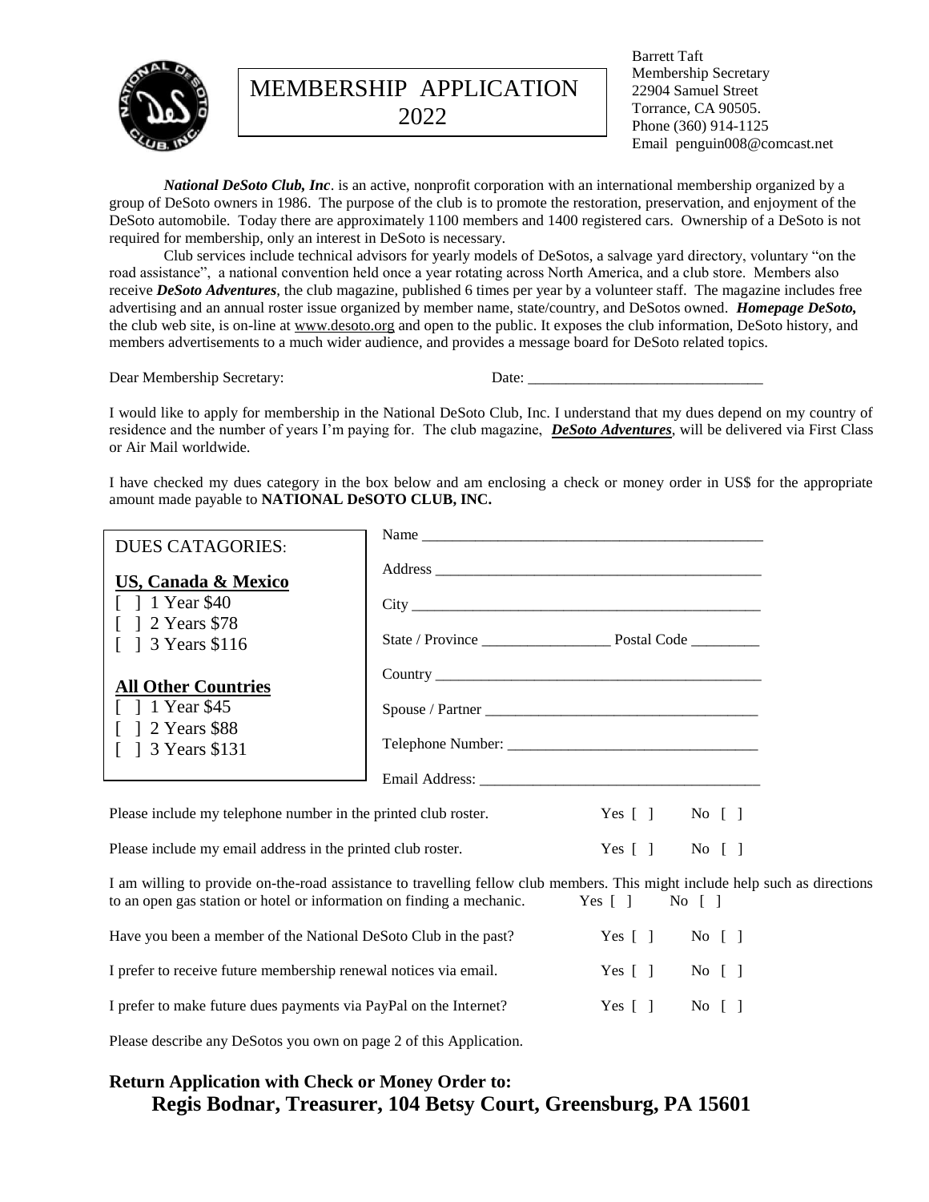# MEMBERSHIP APPLICATION 2022

Barrett Taft
Membership Secretary
22904 Samuel Street
Torrance, CA 90505.
Phone (360) 914-1125
Email penguin008@comcast.net

***National DeSoto Club, Inc***. is an active, nonprofit corporation with an international membership organized by a group of DeSoto owners in 1986. The purpose of the club is to promote the restoration, preservation, and enjoyment of the DeSoto automobile. Today there are approximately 1100 members and 1400 registered cars. Ownership of a DeSoto is not required for membership, only an interest in DeSoto is necessary.

Club services include technical advisors for yearly models of DeSotos, a salvage yard directory, voluntary "on the road assistance", a national convention held once a year rotating across North America, and a club store. Members also receive ***DeSoto Adventures***, the club magazine, published 6 times per year by a volunteer staff. The magazine includes free advertising and an annual roster issue organized by member name, state/country, and DeSotos owned. ***Homepage DeSoto,*** the club web site, is on-line at www.desoto.org and open to the public. It exposes the club information, DeSoto history, and members advertisements to a much wider audience, and provides a message board for DeSoto related topics.

Dear Membership Secretary: Date: _______________________________

I would like to apply for membership in the National DeSoto Club, Inc. I understand that my dues depend on my country of residence and the number of years I'm paying for. The club magazine, ***DeSoto Adventures***, will be delivered via First Class or Air Mail worldwide.

I have checked my dues category in the box below and am enclosing a check or money order in US$ for the appropriate amount made payable to **NATIONAL DeSOTO CLUB, INC.**

DUES CATAGORIES:

**US, Canada & Mexico**

[ ] 1 Year $40
[ ] 2 Years $78
[ ] 3 Years $116

**All Other Countries**

[ ] 1 Year $45
[ ] 2 Years $88
[ ] 3 Years $131

Name _______________________________________________

Address _____________________________________________

City ________________________________________________

State / Province _________________ Postal Code _________

Country _____________________________________________

Spouse / Partner ______________________________________

Telephone Number: ____________________________________

Email Address: _______________________________________

Please include my telephone number in the printed club roster. Yes [ ] No [ ]

Please include my email address in the printed club roster. Yes [ ] No [ ]

I am willing to provide on-the-road assistance to travelling fellow club members. This might include help such as directions to an open gas station or hotel or information on finding a mechanic. Yes [ ] No [ ]

Have you been a member of the National DeSoto Club in the past? Yes [ ] No [ ]

I prefer to receive future membership renewal notices via email. Yes [ ] No [ ]

I prefer to make future dues payments via PayPal on the Internet? Yes [ ] No [ ]

Please describe any DeSotos you own on page 2 of this Application.

**Return Application with Check or Money Order to:**
**Regis Bodnar, Treasurer, 104 Betsy Court, Greensburg, PA 15601**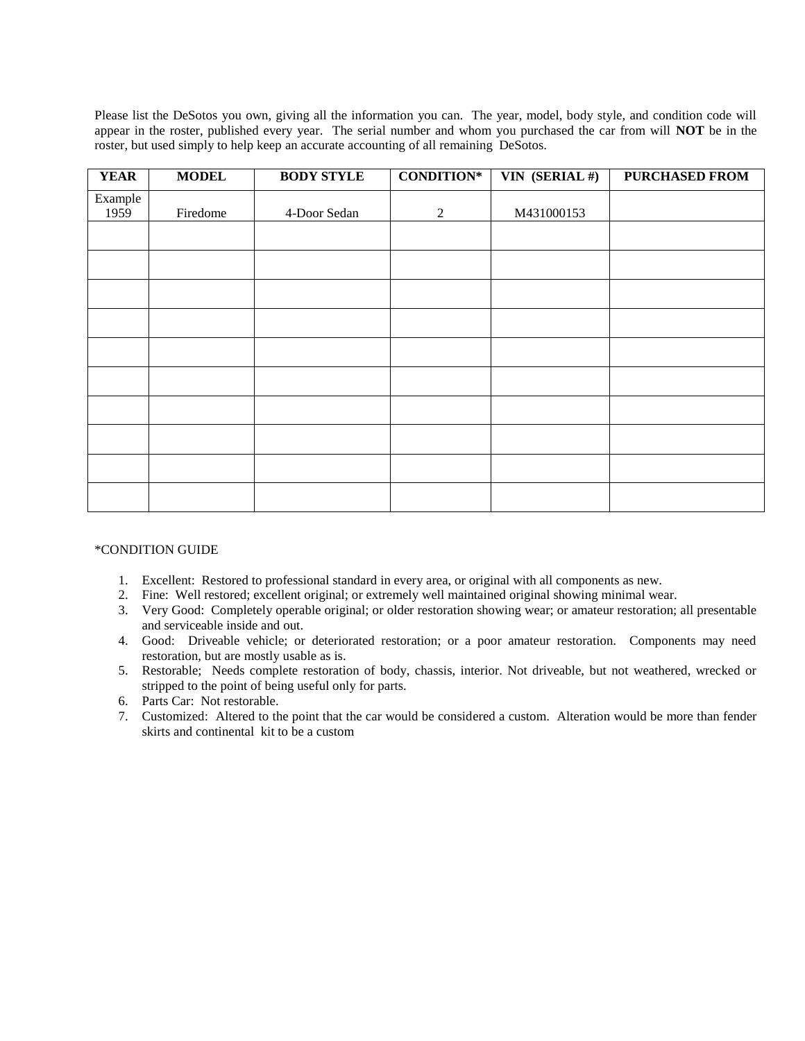Please list the DeSotos you own, giving all the information you can. The year, model, body style, and condition code will appear in the roster, published every year. The serial number and whom you purchased the car from will **NOT** be in the roster, but used simply to help keep an accurate accounting of all remaining DeSotos.

| **YEAR** | **MODEL** | **BODY STYLE** | **CONDITION*** | **VIN (SERIAL #)** | **PURCHASED FROM** |
|---|---|---|---|---|---|
| Example 1959 | Firedome | 4-Door Sedan | 2 | M431000153 | |
| | | | | | |
| | | | | | |
| | | | | | |
| | | | | | |
| | | | | | |
| | | | | | |
| | | | | | |
| | | | | | |
| | | | | | |
| | | | | | |

*CONDITION GUIDE

1. Excellent: Restored to professional standard in every area, or original with all components as new.
2. Fine: Well restored; excellent original; or extremely well maintained original showing minimal wear.
3. Very Good: Completely operable original; or older restoration showing wear; or amateur restoration; all presentable and serviceable inside and out.
4. Good: Driveable vehicle; or deteriorated restoration; or a poor amateur restoration. Components may need restoration, but are mostly usable as is.
5. Restorable; Needs complete restoration of body, chassis, interior. Not driveable, but not weathered, wrecked or stripped to the point of being useful only for parts.
6. Parts Car: Not restorable.
7. Customized: Altered to the point that the car would be considered a custom. Alteration would be more than fender skirts and continental kit to be a custom